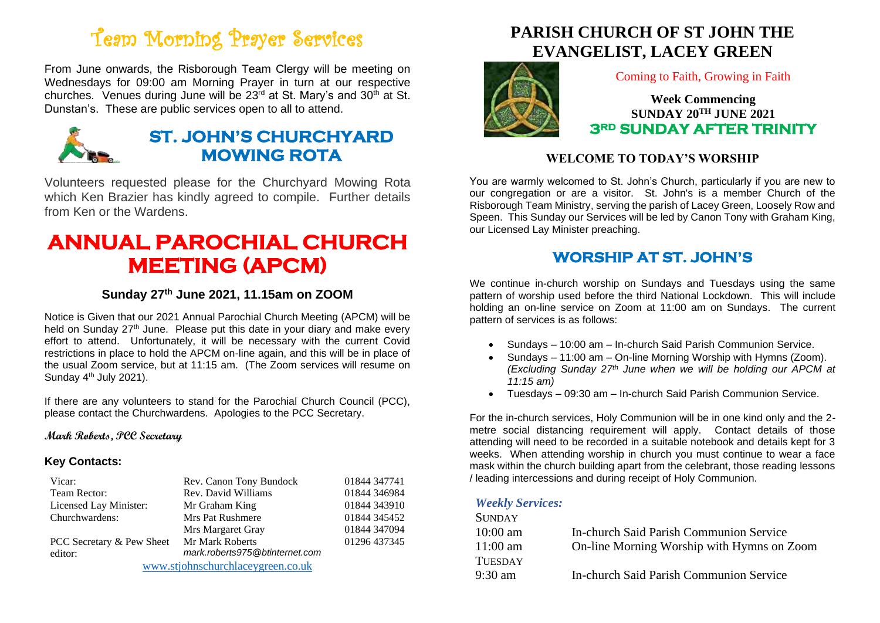# Team Morning Prayer Services

From June onwards, the Risborough Team Clergy will be meeting on Wednesdays for 09:00 am Morning Prayer in turn at our respective churches. Venues during June will be 23rd at St. Mary's and 30th at St. Dunstan's. These are public services open to all to attend.

## ST. JOHN'S CHURCHYARD MOWING ROTA

Volunteers requested please for the Churchyard Mowing Rota which Ken Brazier has kindly agreed to compile. Further details from Ken or the Wardens.

# ANNUAL PAROCHIAL CHURCH MEETING (APCM)

### Sunday 27th June 2021, 11.15am on ZOOM

Notice is Given that our 2021 Annual Parochial Church Meeting (APCM) will be held on Sunday 27th June. Please put this date in your diary and make every effort to attend. Unfortunately, it will be necessary with the current Covid restrictions in place to hold the APCM on-line again, and this will be in place of the usual Zoom service, but at 11:15 am. (The Zoom services will resume on Sunday 4th July 2021).

If there are any volunteers to stand for the Parochial Church Council (PCC), please contact the Churchwardens. Apologies to the PCC Secretary.

**Mark Roberts, PCC Secretary**

### Key Contacts:

| | | |
|---|---|---|
| Vicar: | Rev. Canon Tony Bundock | 01844 347741 |
| Team Rector: | Rev. David Williams | 01844 346984 |
| Licensed Lay Minister: | Mr Graham King | 01844 343910 |
| Churchwardens: | Mrs Pat Rushmere | 01844 345452 |
| | Mrs Margaret Gray | 01844 347094 |
| PCC Secretary & Pew Sheet editor: | Mr Mark Roberts *mark.roberts975@btinternet.com* | 01296 437345 |

www.stjohnschurchlaceygreen.co.uk

# PARISH CHURCH OF ST JOHN THE EVANGELIST, LACEY GREEN

Coming to Faith, Growing in Faith

**Week Commencing**
**SUNDAY 20TH JUNE 2021**
**3RD SUNDAY AFTER TRINITY**

## WELCOME TO TODAY'S WORSHIP

You are warmly welcomed to St. John's Church, particularly if you are new to our congregation or are a visitor. St. John's is a member Church of the Risborough Team Ministry, serving the parish of Lacey Green, Loosely Row and Speen. This Sunday our Services will be led by Canon Tony with Graham King, our Licensed Lay Minister preaching.

## WORSHIP AT ST. JOHN'S

We continue in-church worship on Sundays and Tuesdays using the same pattern of worship used before the third National Lockdown. This will include holding an on-line service on Zoom at 11:00 am on Sundays. The current pattern of services is as follows:

- Sundays – 10:00 am – In-church Said Parish Communion Service.
- Sundays – 11:00 am – On-line Morning Worship with Hymns (Zoom). *(Excluding Sunday 27th June when we will be holding our APCM at 11:15 am)*
- Tuesdays – 09:30 am – In-church Said Parish Communion Service.

For the in-church services, Holy Communion will be in one kind only and the 2-metre social distancing requirement will apply. Contact details of those attending will need to be recorded in a suitable notebook and details kept for 3 weeks. When attending worship in church you must continue to wear a face mask within the church building apart from the celebrant, those reading lessons / leading intercessions and during receipt of Holy Communion.

### *Weekly Services:*

SUNDAY
10:00 am — In-church Said Parish Communion Service
11:00 am — On-line Morning Worship with Hymns on Zoom

TUESDAY
9:30 am — In-church Said Parish Communion Service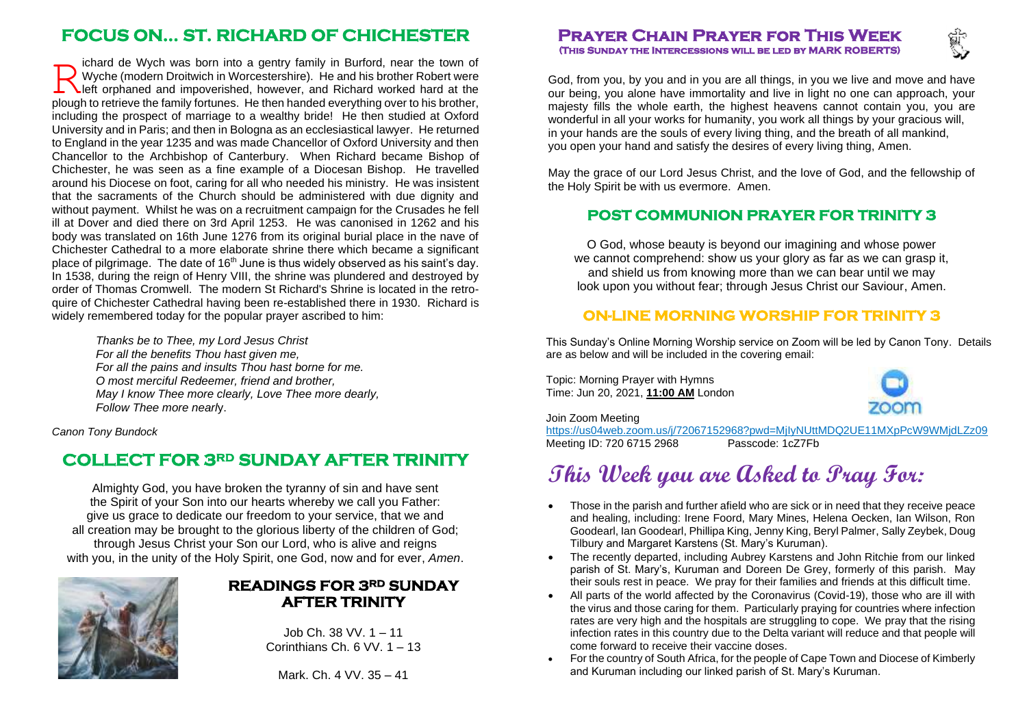## FOCUS ON... ST. RICHARD OF CHICHESTER

Richard de Wych was born into a gentry family in Burford, near the town of Wyche (modern Droitwich in Worcestershire). He and his brother Robert were left orphaned and impoverished, however, and Richard worked hard at the plough to retrieve the family fortunes. He then handed everything over to his brother, including the prospect of marriage to a wealthy bride! He then studied at Oxford University and in Paris; and then in Bologna as an ecclesiastical lawyer. He returned to England in the year 1235 and was made Chancellor of Oxford University and then Chancellor to the Archbishop of Canterbury. When Richard became Bishop of Chichester, he was seen as a fine example of a Diocesan Bishop. He travelled around his Diocese on foot, caring for all who needed his ministry. He was insistent that the sacraments of the Church should be administered with due dignity and without payment. Whilst he was on a recruitment campaign for the Crusades he fell ill at Dover and died there on 3rd April 1253. He was canonised in 1262 and his body was translated on 16th June 1276 from its original burial place in the nave of Chichester Cathedral to a more elaborate shrine there which became a significant place of pilgrimage. The date of 16th June is thus widely observed as his saint's day. In 1538, during the reign of Henry VIII, the shrine was plundered and destroyed by order of Thomas Cromwell. The modern St Richard's Shrine is located in the retro-quire of Chichester Cathedral having been re-established there in 1930. Richard is widely remembered today for the popular prayer ascribed to him:

*Thanks be to Thee, my Lord Jesus Christ*
*For all the benefits Thou hast given me,*
*For all the pains and insults Thou hast borne for me.*
*O most merciful Redeemer, friend and brother,*
*May I know Thee more clearly, Love Thee more dearly,*
*Follow Thee more nearly.*

*Canon Tony Bundock*

## COLLECT FOR 3RD SUNDAY AFTER TRINITY

Almighty God, you have broken the tyranny of sin and have sent the Spirit of your Son into our hearts whereby we call you Father: give us grace to dedicate our freedom to your service, that we and all creation may be brought to the glorious liberty of the children of God; through Jesus Christ your Son our Lord, who is alive and reigns with you, in the unity of the Holy Spirit, one God, now and for ever, *Amen*.

### READINGS FOR 3RD SUNDAY AFTER TRINITY

Job Ch. 38 VV. 1 – 11
Corinthians Ch. 6 VV. 1 – 13

Mark. Ch. 4 VV. 35 – 41

## PRAYER CHAIN PRAYER FOR THIS WEEK

**(THIS SUNDAY THE INTERCESSIONS WILL BE LED BY MARK ROBERTS)**

God, from you, by you and in you are all things, in you we live and move and have our being, you alone have immortality and live in light no one can approach, your majesty fills the whole earth, the highest heavens cannot contain you, you are wonderful in all your works for humanity, you work all things by your gracious will, in your hands are the souls of every living thing, and the breath of all mankind, you open your hand and satisfy the desires of every living thing, Amen.

May the grace of our Lord Jesus Christ, and the love of God, and the fellowship of the Holy Spirit be with us evermore. Amen.

## POST COMMUNION PRAYER FOR TRINITY 3

O God, whose beauty is beyond our imagining and whose power we cannot comprehend: show us your glory as far as we can grasp it, and shield us from knowing more than we can bear until we may look upon you without fear; through Jesus Christ our Saviour, Amen.

## ON-LINE MORNING WORSHIP FOR TRINITY 3

This Sunday's Online Morning Worship service on Zoom will be led by Canon Tony. Details are as below and will be included in the covering email:

Topic: Morning Prayer with Hymns
Time: Jun 20, 2021, **11:00 AM** London

Join Zoom Meeting
https://us04web.zoom.us/j/72067152968?pwd=MjIyNUttMDQ2UE11MXpPcW9WMjdLZz09
Meeting ID: 720 6715 2968 Passcode: 1cZ7Fb

# This Week you are Asked to Pray For:

- Those in the parish and further afield who are sick or in need that they receive peace and healing, including: Irene Foord, Mary Mines, Helena Oecken, Ian Wilson, Ron Goodearl, Ian Goodearl, Phillipa King, Jenny King, Beryl Palmer, Sally Zeybek, Doug Tilbury and Margaret Karstens (St. Mary's Kuruman).
- The recently departed, including Aubrey Karstens and John Ritchie from our linked parish of St. Mary's, Kuruman and Doreen De Grey, formerly of this parish. May their souls rest in peace. We pray for their families and friends at this difficult time.
- All parts of the world affected by the Coronavirus (Covid-19), those who are ill with the virus and those caring for them. Particularly praying for countries where infection rates are very high and the hospitals are struggling to cope. We pray that the rising infection rates in this country due to the Delta variant will reduce and that people will come forward to receive their vaccine doses.
- For the country of South Africa, for the people of Cape Town and Diocese of Kimberly and Kuruman including our linked parish of St. Mary's Kuruman.